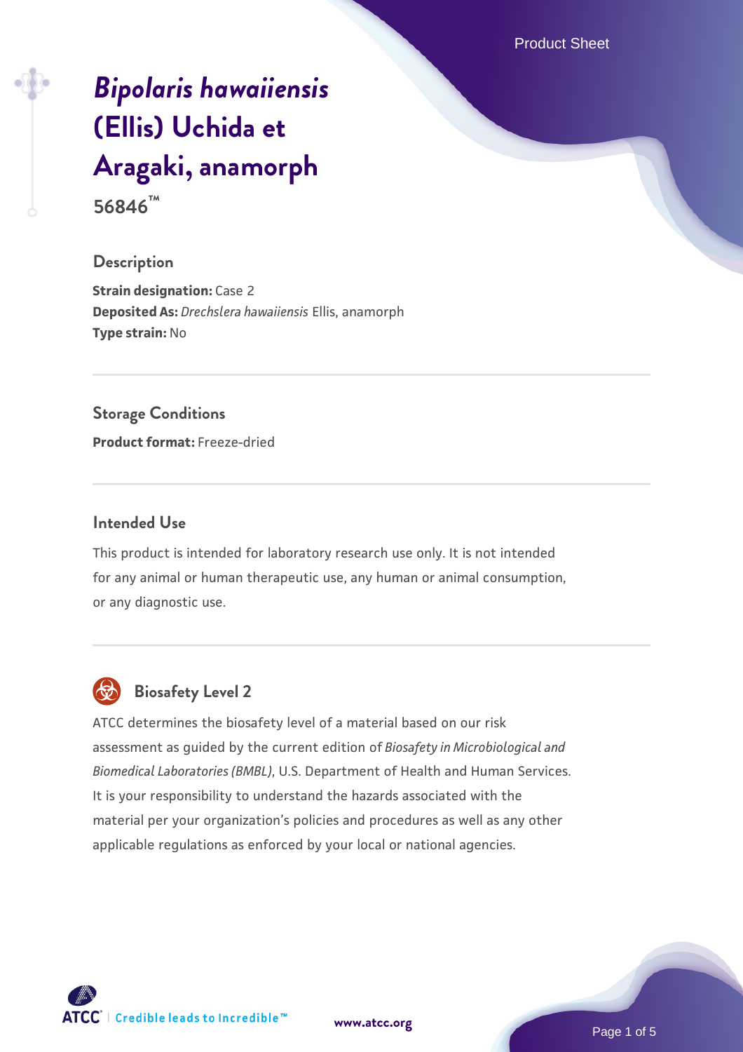# *Bipolaris hawaiiensis* (Ellis) Uchida et Aragaki, anamorph

**56846™**

## Description

**Strain designation:** Case 2
**Deposited As:** *Drechslera hawaiiensis* Ellis, anamorph
**Type strain:** No

## Storage Conditions

**Product format:** Freeze-dried

## Intended Use

This product is intended for laboratory research use only. It is not intended for any animal or human therapeutic use, any human or animal consumption, or any diagnostic use.

## Biosafety Level 2

ATCC determines the biosafety level of a material based on our risk assessment as guided by the current edition of *Biosafety in Microbiological and Biomedical Laboratories (BMBL)*, U.S. Department of Health and Human Services. It is your responsibility to understand the hazards associated with the material per your organization's policies and procedures as well as any other applicable regulations as enforced by your local or national agencies.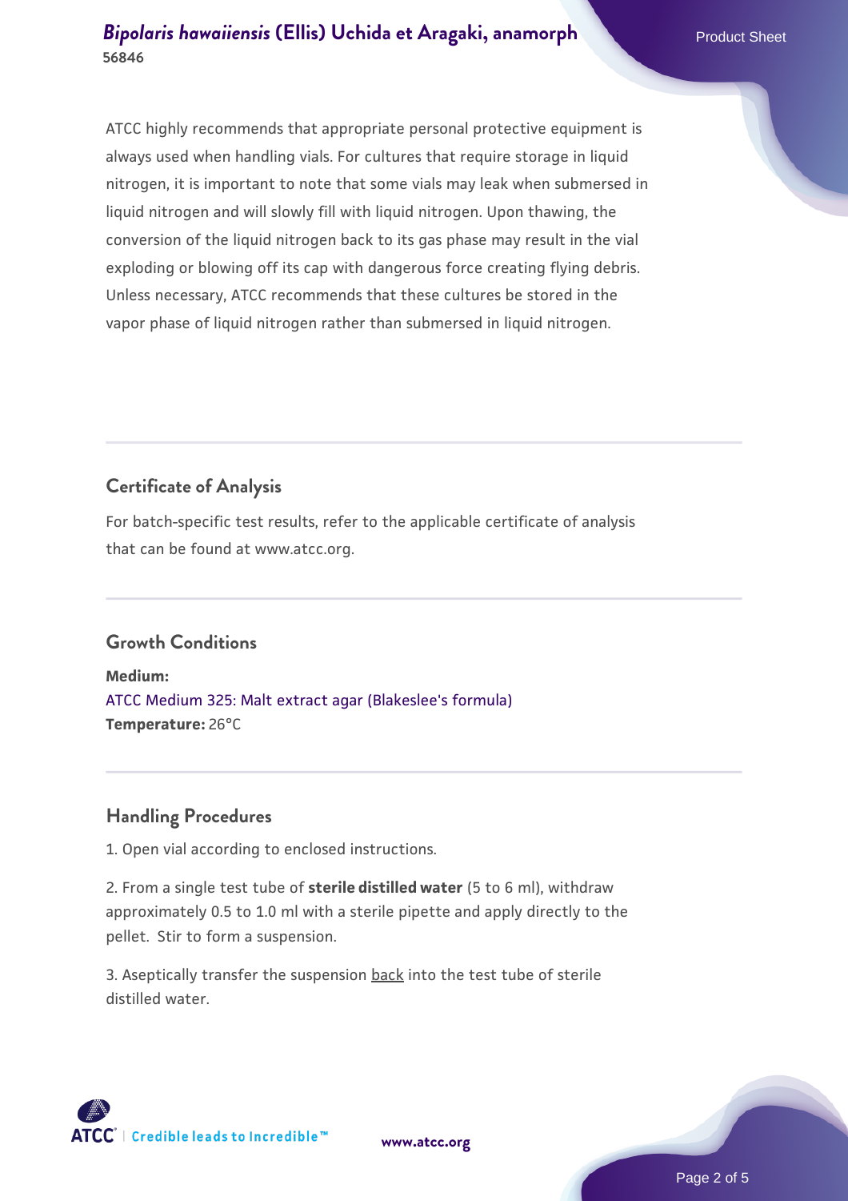ATCC highly recommends that appropriate personal protective equipment is always used when handling vials. For cultures that require storage in liquid nitrogen, it is important to note that some vials may leak when submersed in liquid nitrogen and will slowly fill with liquid nitrogen. Upon thawing, the conversion of the liquid nitrogen back to its gas phase may result in the vial exploding or blowing off its cap with dangerous force creating flying debris. Unless necessary, ATCC recommends that these cultures be stored in the vapor phase of liquid nitrogen rather than submersed in liquid nitrogen.

## Certificate of Analysis

For batch-specific test results, refer to the applicable certificate of analysis that can be found at www.atcc.org.

## Growth Conditions

**Medium:**
ATCC Medium 325: Malt extract agar (Blakeslee's formula)
**Temperature:** 26°C

## Handling Procedures

1. Open vial according to enclosed instructions.

2. From a single test tube of **sterile distilled water** (5 to 6 ml), withdraw approximately 0.5 to 1.0 ml with a sterile pipette and apply directly to the pellet. Stir to form a suspension.

3. Aseptically transfer the suspension back into the test tube of sterile distilled water.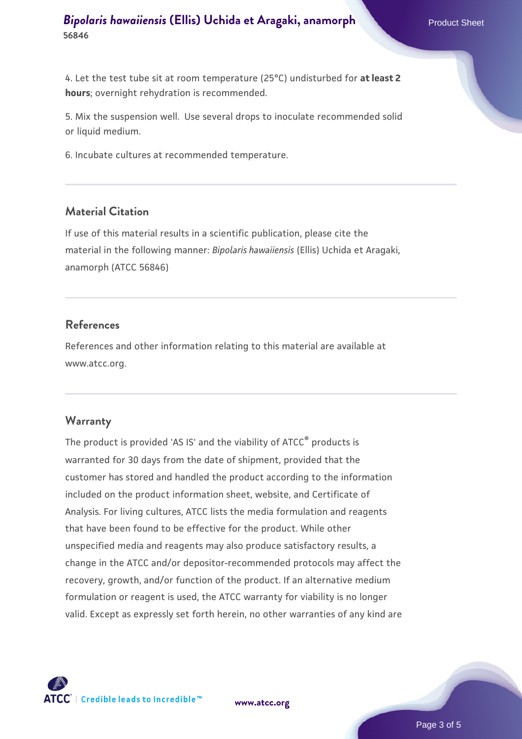4. Let the test tube sit at room temperature (25°C) undisturbed for **at least 2 hours**; overnight rehydration is recommended.

5. Mix the suspension well. Use several drops to inoculate recommended solid or liquid medium.

6. Incubate cultures at recommended temperature.

## Material Citation

If use of this material results in a scientific publication, please cite the material in the following manner: *Bipolaris hawaiiensis* (Ellis) Uchida et Aragaki, anamorph (ATCC 56846)

## References

References and other information relating to this material are available at www.atcc.org.

## Warranty

The product is provided 'AS IS' and the viability of ATCC® products is warranted for 30 days from the date of shipment, provided that the customer has stored and handled the product according to the information included on the product information sheet, website, and Certificate of Analysis. For living cultures, ATCC lists the media formulation and reagents that have been found to be effective for the product. While other unspecified media and reagents may also produce satisfactory results, a change in the ATCC and/or depositor-recommended protocols may affect the recovery, growth, and/or function of the product. If an alternative medium formulation or reagent is used, the ATCC warranty for viability is no longer valid. Except as expressly set forth herein, no other warranties of any kind are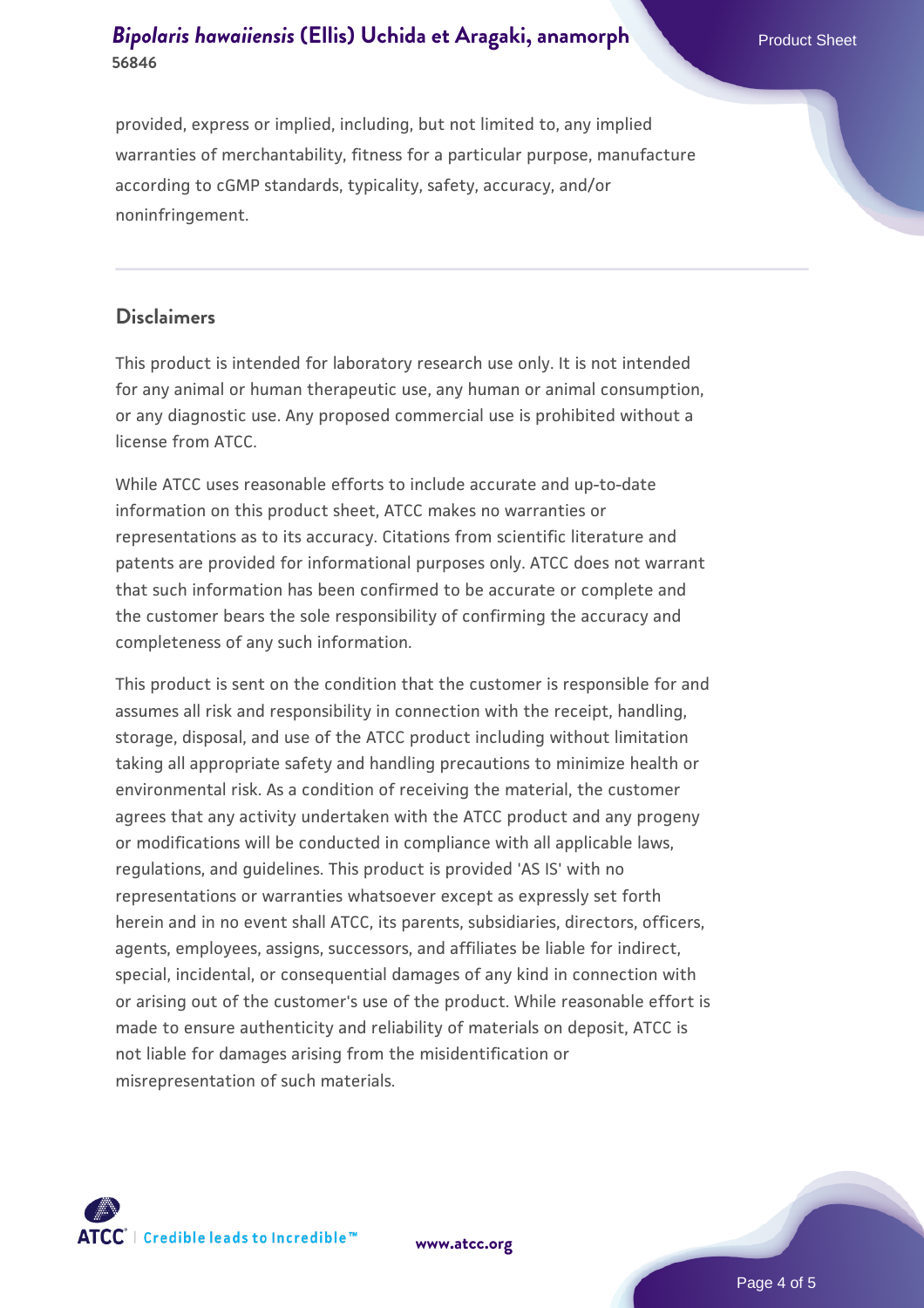provided, express or implied, including, but not limited to, any implied warranties of merchantability, fitness for a particular purpose, manufacture according to cGMP standards, typicality, safety, accuracy, and/or noninfringement.

## Disclaimers

This product is intended for laboratory research use only. It is not intended for any animal or human therapeutic use, any human or animal consumption, or any diagnostic use. Any proposed commercial use is prohibited without a license from ATCC.

While ATCC uses reasonable efforts to include accurate and up-to-date information on this product sheet, ATCC makes no warranties or representations as to its accuracy. Citations from scientific literature and patents are provided for informational purposes only. ATCC does not warrant that such information has been confirmed to be accurate or complete and the customer bears the sole responsibility of confirming the accuracy and completeness of any such information.

This product is sent on the condition that the customer is responsible for and assumes all risk and responsibility in connection with the receipt, handling, storage, disposal, and use of the ATCC product including without limitation taking all appropriate safety and handling precautions to minimize health or environmental risk. As a condition of receiving the material, the customer agrees that any activity undertaken with the ATCC product and any progeny or modifications will be conducted in compliance with all applicable laws, regulations, and guidelines. This product is provided 'AS IS' with no representations or warranties whatsoever except as expressly set forth herein and in no event shall ATCC, its parents, subsidiaries, directors, officers, agents, employees, assigns, successors, and affiliates be liable for indirect, special, incidental, or consequential damages of any kind in connection with or arising out of the customer's use of the product. While reasonable effort is made to ensure authenticity and reliability of materials on deposit, ATCC is not liable for damages arising from the misidentification or misrepresentation of such materials.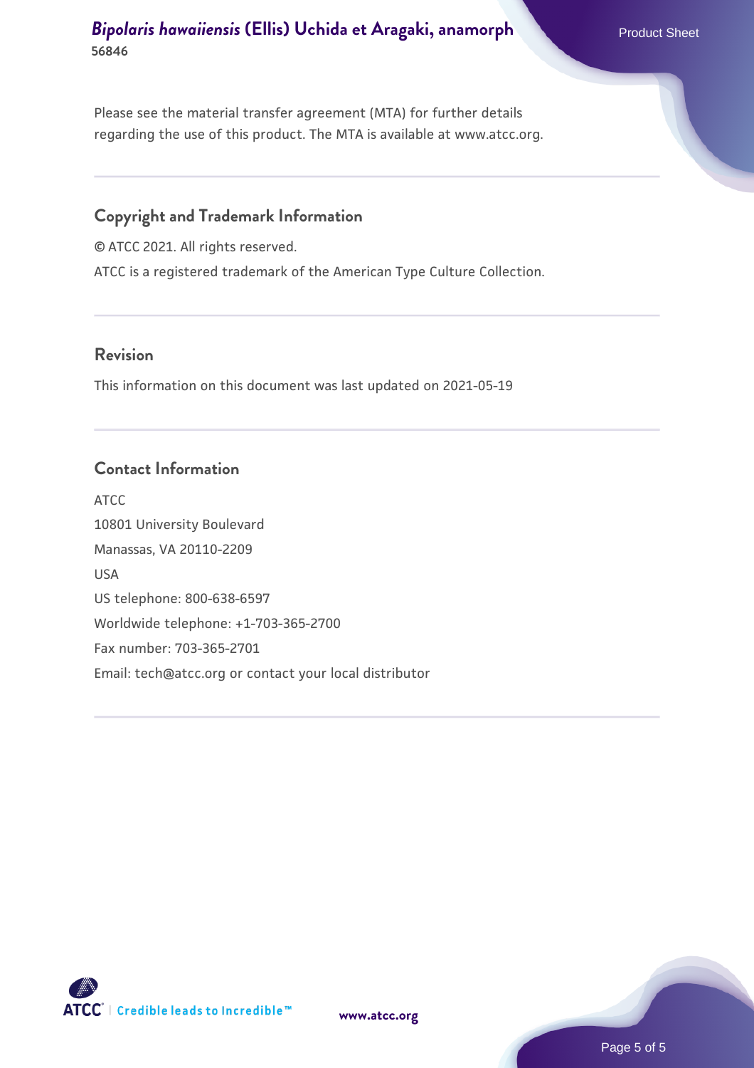Please see the material transfer agreement (MTA) for further details regarding the use of this product. The MTA is available at www.atcc.org.

## Copyright and Trademark Information

© ATCC 2021. All rights reserved.

ATCC is a registered trademark of the American Type Culture Collection.

## Revision

This information on this document was last updated on 2021-05-19

## Contact Information

ATCC
10801 University Boulevard
Manassas, VA 20110-2209
USA
US telephone: 800-638-6597
Worldwide telephone: +1-703-365-2700
Fax number: 703-365-2701
Email: tech@atcc.org or contact your local distributor